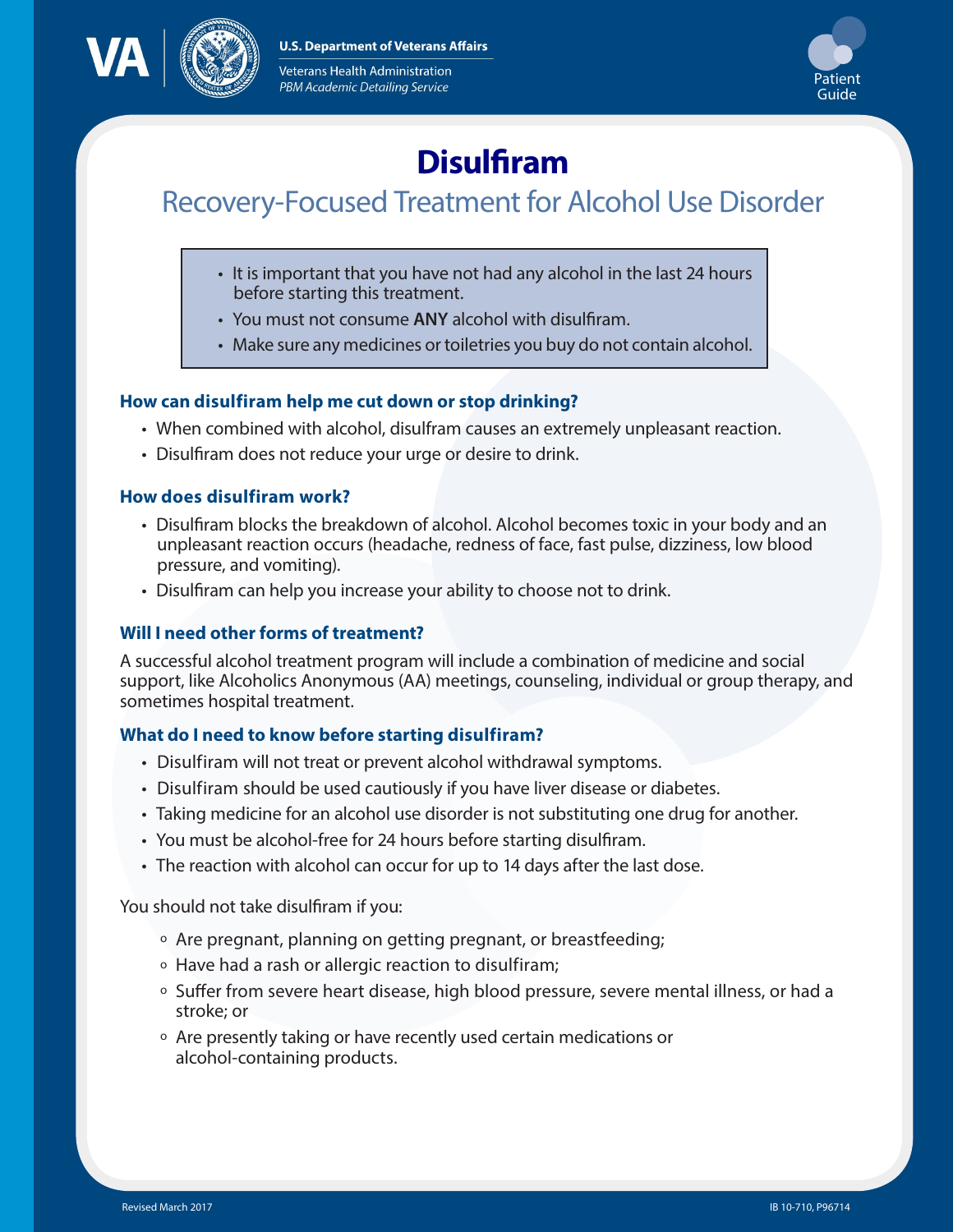U.S. Department of Veterans Affairs

Veterans Health Administration
*PBM Academic Detailing Service*

Patient Guide

# Disulfiram

## Recovery-Focused Treatment for Alcohol Use Disorder

- It is important that you have not had any alcohol in the last 24 hours before starting this treatment.
- You must not consume **ANY** alcohol with disulfiram.
- Make sure any medicines or toiletries you buy do not contain alcohol.

### How can disulfiram help me cut down or stop drinking?

- When combined with alcohol, disulfram causes an extremely unpleasant reaction.
- Disulfiram does not reduce your urge or desire to drink.

### How does disulfiram work?

- Disulfiram blocks the breakdown of alcohol. Alcohol becomes toxic in your body and an unpleasant reaction occurs (headache, redness of face, fast pulse, dizziness, low blood pressure, and vomiting).
- Disulfiram can help you increase your ability to choose not to drink.

### Will I need other forms of treatment?

A successful alcohol treatment program will include a combination of medicine and social support, like Alcoholics Anonymous (AA) meetings, counseling, individual or group therapy, and sometimes hospital treatment.

### What do I need to know before starting disulfiram?

- Disulfiram will not treat or prevent alcohol withdrawal symptoms.
- Disulfiram should be used cautiously if you have liver disease or diabetes.
- Taking medicine for an alcohol use disorder is not substituting one drug for another.
- You must be alcohol-free for 24 hours before starting disulfiram.
- The reaction with alcohol can occur for up to 14 days after the last dose.

You should not take disulfiram if you:

- Are pregnant, planning on getting pregnant, or breastfeeding;
- Have had a rash or allergic reaction to disulfiram;
- Suffer from severe heart disease, high blood pressure, severe mental illness, or had a stroke; or
- Are presently taking or have recently used certain medications or alcohol-containing products.

Revised March 2017

IB 10-710, P96714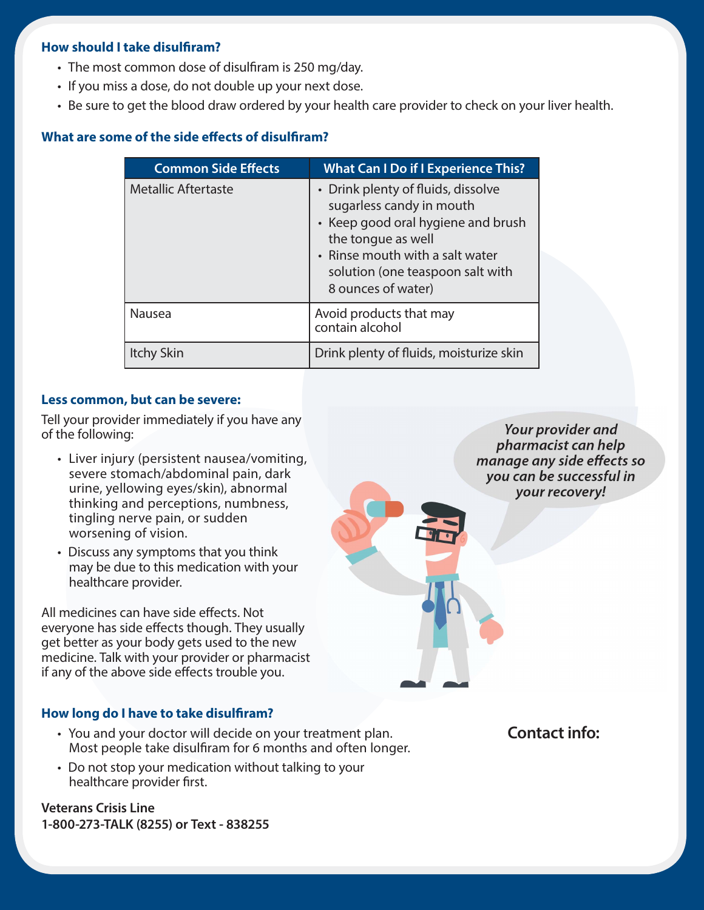### How should I take disulfiram?

- The most common dose of disulfiram is 250 mg/day.
- If you miss a dose, do not double up your next dose.
- Be sure to get the blood draw ordered by your health care provider to check on your liver health.

### What are some of the side effects of disulfiram?

| Common Side Effects | What Can I Do if I Experience This? |
| --- | --- |
| Metallic Aftertaste | • Drink plenty of fluids, dissolve sugarless candy in mouth<br>• Keep good oral hygiene and brush the tongue as well<br>• Rinse mouth with a salt water solution (one teaspoon salt with 8 ounces of water) |
| Nausea | Avoid products that may contain alcohol |
| Itchy Skin | Drink plenty of fluids, moisturize skin |

### Less common, but can be severe:

Tell your provider immediately if you have any of the following:

- Liver injury (persistent nausea/vomiting, severe stomach/abdominal pain, dark urine, yellowing eyes/skin), abnormal thinking and perceptions, numbness, tingling nerve pain, or sudden worsening of vision.
- Discuss any symptoms that you think may be due to this medication with your healthcare provider.

All medicines can have side effects. Not everyone has side effects though. They usually get better as your body gets used to the new medicine. Talk with your provider or pharmacist if any of the above side effects trouble you.

*Your provider and pharmacist can help manage any side effects so you can be successful in your recovery!*

### How long do I have to take disulfiram?

- You and your doctor will decide on your treatment plan. Most people take disulfiram for 6 months and often longer.
- Do not stop your medication without talking to your healthcare provider first.

**Contact info:**

**Veterans Crisis Line**
**1-800-273-TALK (8255) or Text - 838255**